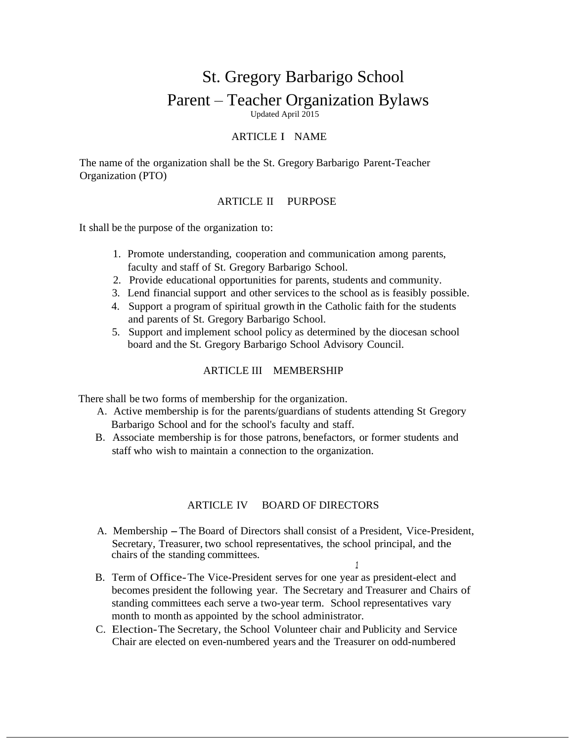# St. Gregory Barbarigo School

# Parent – Teacher Organization Bylaws

Updated April 2015

## ARTICLE I NAME

The name of the organization shall be the St. Gregory Barbarigo Parent-Teacher Organization (PTO)

## ARTICLE II PURPOSE

It shall be the purpose of the organization to:

1. Promote understanding, cooperation and communication among parents, faculty and staff of St. Gregory Barbarigo School.
2. Provide educational opportunities for parents, students and community.
3. Lend financial support and other services to the school as is feasibly possible.
4. Support a program of spiritual growth in the Catholic faith for the students and parents of St. Gregory Barbarigo School.
5. Support and implement school policy as determined by the diocesan school board and the St. Gregory Barbarigo School Advisory Council.

## ARTICLE III MEMBERSHIP

There shall be two forms of membership for the organization.

A. Active membership is for the parents/guardians of students attending St Gregory Barbarigo School and for the school's faculty and staff.
B. Associate membership is for those patrons, benefactors, or former students and staff who wish to maintain a connection to the organization.

## ARTICLE IV BOARD OF DIRECTORS

A. Membership – The Board of Directors shall consist of a President, Vice-President, Secretary, Treasurer, two school representatives, the school principal, and the chairs of the standing committees.
B. Term of Office- The Vice-President serves for one year as president-elect and becomes president the following year. The Secretary and Treasurer and Chairs of standing committees each serve a two-year term. School representatives vary month to month as appointed by the school administrator.
C. Election- The Secretary, the School Volunteer chair and Publicity and Service Chair are elected on even-numbered years and the Treasurer on odd-numbered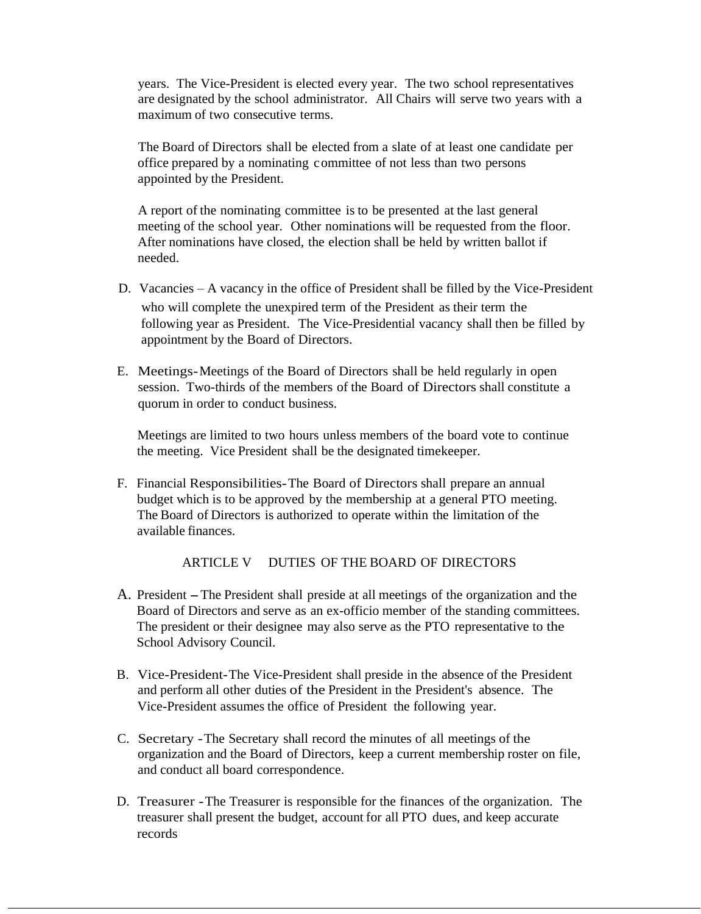years. The Vice-President is elected every year. The two school representatives are designated by the school administrator. All Chairs will serve two years with a maximum of two consecutive terms.

The Board of Directors shall be elected from a slate of at least one candidate per office prepared by a nominating committee of not less than two persons appointed by the President.

A report of the nominating committee is to be presented at the last general meeting of the school year. Other nominations will be requested from the floor. After nominations have closed, the election shall be held by written ballot if needed.

D. Vacancies – A vacancy in the office of President shall be filled by the Vice-President who will complete the unexpired term of the President as their term the following year as President. The Vice-Presidential vacancy shall then be filled by appointment by the Board of Directors.

E. Meetings- Meetings of the Board of Directors shall be held regularly in open session. Two-thirds of the members of the Board of Directors shall constitute a quorum in order to conduct business.

Meetings are limited to two hours unless members of the board vote to continue the meeting. Vice President shall be the designated timekeeper.

F. Financial Responsibilities- The Board of Directors shall prepare an annual budget which is to be approved by the membership at a general PTO meeting. The Board of Directors is authorized to operate within the limitation of the available finances.

## ARTICLE V DUTIES OF THE BOARD OF DIRECTORS

A. President – The President shall preside at all meetings of the organization and the Board of Directors and serve as an ex-officio member of the standing committees. The president or their designee may also serve as the PTO representative to the School Advisory Council.

B. Vice-President- The Vice-President shall preside in the absence of the President and perform all other duties of the President in the President's absence. The Vice-President assumes the office of President the following year.

C. Secretary - The Secretary shall record the minutes of all meetings of the organization and the Board of Directors, keep a current membership roster on file, and conduct all board correspondence.

D. Treasurer - The Treasurer is responsible for the finances of the organization. The treasurer shall present the budget, account for all PTO dues, and keep accurate records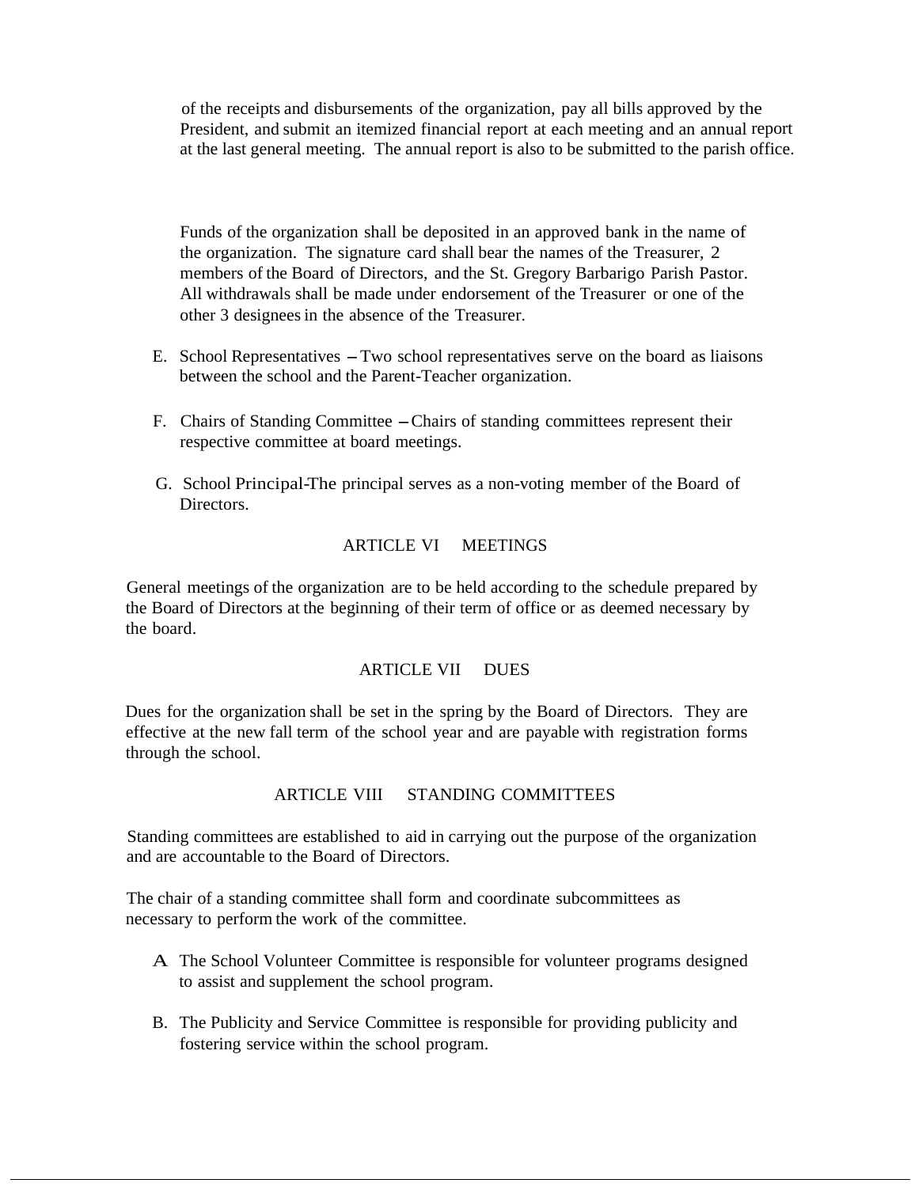of the receipts and disbursements of the organization, pay all bills approved by the President, and submit an itemized financial report at each meeting and an annual report at the last general meeting. The annual report is also to be submitted to the parish office.

Funds of the organization shall be deposited in an approved bank in the name of the organization. The signature card shall bear the names of the Treasurer, 2 members of the Board of Directors, and the St. Gregory Barbarigo Parish Pastor. All withdrawals shall be made under endorsement of the Treasurer or one of the other 3 designees in the absence of the Treasurer.

E. School Representatives – Two school representatives serve on the board as liaisons between the school and the Parent-Teacher organization.

F. Chairs of Standing Committee – Chairs of standing committees represent their respective committee at board meetings.

G. School Principal-The principal serves as a non-voting member of the Board of Directors.

## ARTICLE VI MEETINGS

General meetings of the organization are to be held according to the schedule prepared by the Board of Directors at the beginning of their term of office or as deemed necessary by the board.

## ARTICLE VII DUES

Dues for the organization shall be set in the spring by the Board of Directors. They are effective at the new fall term of the school year and are payable with registration forms through the school.

## ARTICLE VIII STANDING COMMITTEES

Standing committees are established to aid in carrying out the purpose of the organization and are accountable to the Board of Directors.

The chair of a standing committee shall form and coordinate subcommittees as necessary to perform the work of the committee.

A. The School Volunteer Committee is responsible for volunteer programs designed to assist and supplement the school program.

B. The Publicity and Service Committee is responsible for providing publicity and fostering service within the school program.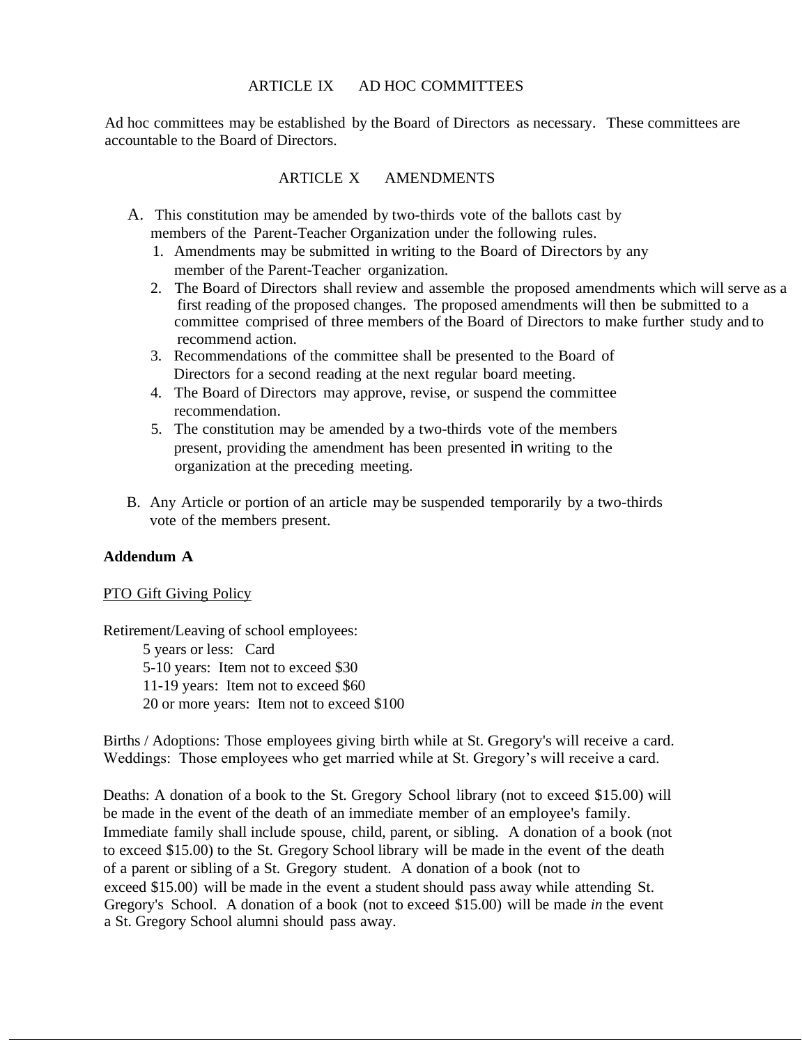## ARTICLE IX AD HOC COMMITTEES

Ad hoc committees may be established by the Board of Directors as necessary. These committees are accountable to the Board of Directors.

## ARTICLE X AMENDMENTS

A. This constitution may be amended by two-thirds vote of the ballots cast by members of the Parent-Teacher Organization under the following rules.
   1. Amendments may be submitted in writing to the Board of Directors by any member of the Parent-Teacher organization.
   2. The Board of Directors shall review and assemble the proposed amendments which will serve as a first reading of the proposed changes. The proposed amendments will then be submitted to a committee comprised of three members of the Board of Directors to make further study and to recommend action.
   3. Recommendations of the committee shall be presented to the Board of Directors for a second reading at the next regular board meeting.
   4. The Board of Directors may approve, revise, or suspend the committee recommendation.
   5. The constitution may be amended by a two-thirds vote of the members present, providing the amendment has been presented in writing to the organization at the preceding meeting.

B. Any Article or portion of an article may be suspended temporarily by a two-thirds vote of the members present.

**Addendum A**

<u>PTO Gift Giving Policy</u>

Retirement/Leaving of school employees:

- 5 years or less: Card
- 5-10 years: Item not to exceed $30
- 11-19 years: Item not to exceed $60
- 20 or more years: Item not to exceed $100

Births / Adoptions: Those employees giving birth while at St. Gregory's will receive a card.
Weddings: Those employees who get married while at St. Gregory's will receive a card.

Deaths: A donation of a book to the St. Gregory School library (not to exceed $15.00) will be made in the event of the death of an immediate member of an employee's family. Immediate family shall include spouse, child, parent, or sibling. A donation of a book (not to exceed $15.00) to the St. Gregory School library will be made in the event of the death of a parent or sibling of a St. Gregory student. A donation of a book (not to exceed $15.00) will be made in the event a student should pass away while attending St. Gregory's School. A donation of a book (not to exceed $15.00) will be made *in* the event a St. Gregory School alumni should pass away.